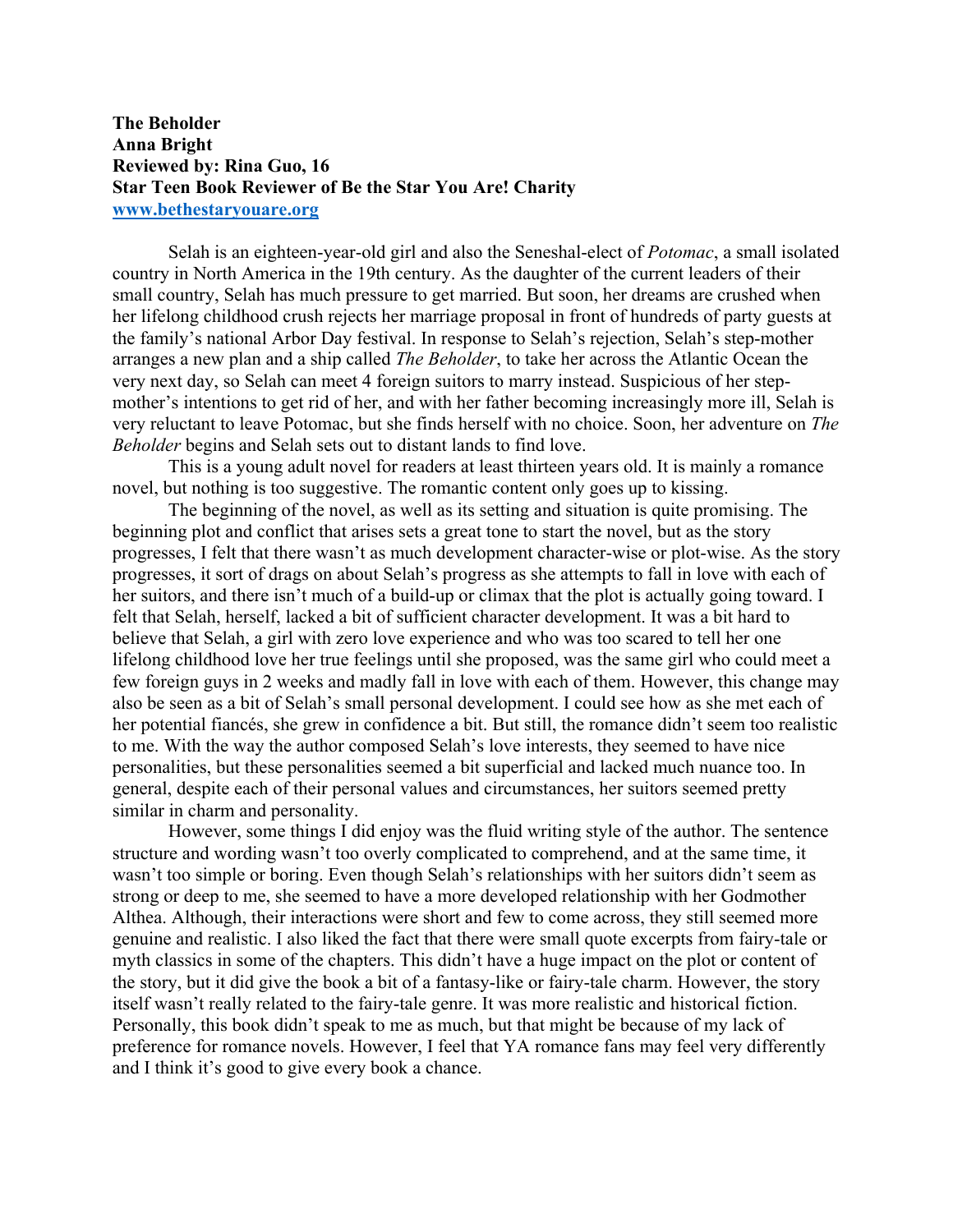**The Beholder**
**Anna Bright**
**Reviewed by: Rina Guo, 16**
**Star Teen Book Reviewer of Be the Star You Are! Charity**
**www.bethestaryouare.org**

Selah is an eighteen-year-old girl and also the Seneshal-elect of *Potomac*, a small isolated country in North America in the 19th century. As the daughter of the current leaders of their small country, Selah has much pressure to get married. But soon, her dreams are crushed when her lifelong childhood crush rejects her marriage proposal in front of hundreds of party guests at the family's national Arbor Day festival. In response to Selah's rejection, Selah's step-mother arranges a new plan and a ship called *The Beholder*, to take her across the Atlantic Ocean the very next day, so Selah can meet 4 foreign suitors to marry instead. Suspicious of her step-mother's intentions to get rid of her, and with her father becoming increasingly more ill, Selah is very reluctant to leave Potomac, but she finds herself with no choice. Soon, her adventure on *The Beholder* begins and Selah sets out to distant lands to find love.

This is a young adult novel for readers at least thirteen years old. It is mainly a romance novel, but nothing is too suggestive. The romantic content only goes up to kissing.

The beginning of the novel, as well as its setting and situation is quite promising. The beginning plot and conflict that arises sets a great tone to start the novel, but as the story progresses, I felt that there wasn't as much development character-wise or plot-wise. As the story progresses, it sort of drags on about Selah's progress as she attempts to fall in love with each of her suitors, and there isn't much of a build-up or climax that the plot is actually going toward. I felt that Selah, herself, lacked a bit of sufficient character development. It was a bit hard to believe that Selah, a girl with zero love experience and who was too scared to tell her one lifelong childhood love her true feelings until she proposed, was the same girl who could meet a few foreign guys in 2 weeks and madly fall in love with each of them. However, this change may also be seen as a bit of Selah's small personal development. I could see how as she met each of her potential fiancés, she grew in confidence a bit. But still, the romance didn't seem too realistic to me. With the way the author composed Selah's love interests, they seemed to have nice personalities, but these personalities seemed a bit superficial and lacked much nuance too. In general, despite each of their personal values and circumstances, her suitors seemed pretty similar in charm and personality.

However, some things I did enjoy was the fluid writing style of the author. The sentence structure and wording wasn't too overly complicated to comprehend, and at the same time, it wasn't too simple or boring. Even though Selah's relationships with her suitors didn't seem as strong or deep to me, she seemed to have a more developed relationship with her Godmother Althea. Although, their interactions were short and few to come across, they still seemed more genuine and realistic. I also liked the fact that there were small quote excerpts from fairy-tale or myth classics in some of the chapters. This didn't have a huge impact on the plot or content of the story, but it did give the book a bit of a fantasy-like or fairy-tale charm. However, the story itself wasn't really related to the fairy-tale genre. It was more realistic and historical fiction. Personally, this book didn't speak to me as much, but that might be because of my lack of preference for romance novels. However, I feel that YA romance fans may feel very differently and I think it's good to give every book a chance.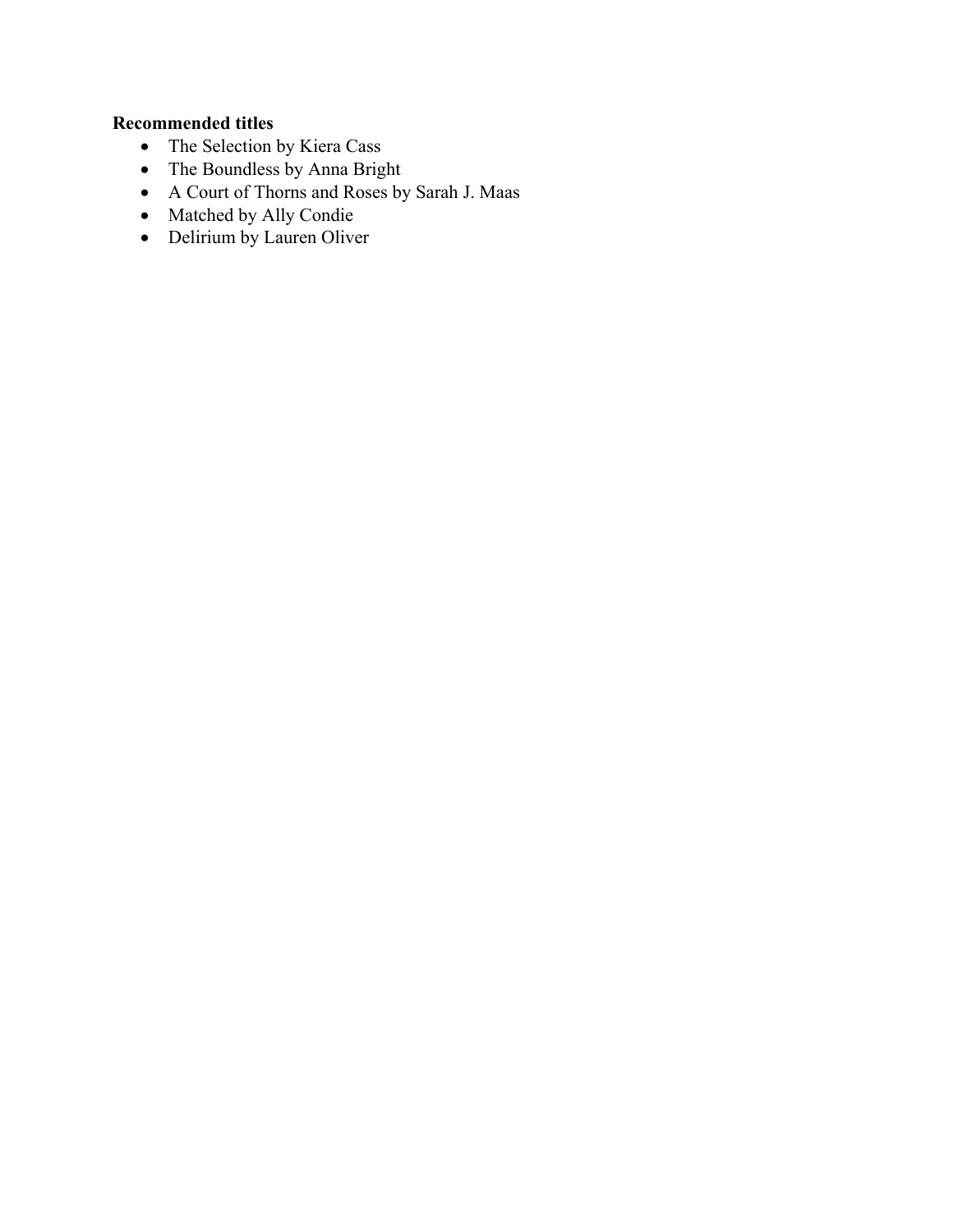**Recommended titles**

- The Selection by Kiera Cass
- The Boundless by Anna Bright
- A Court of Thorns and Roses by Sarah J. Maas
- Matched by Ally Condie
- Delirium by Lauren Oliver